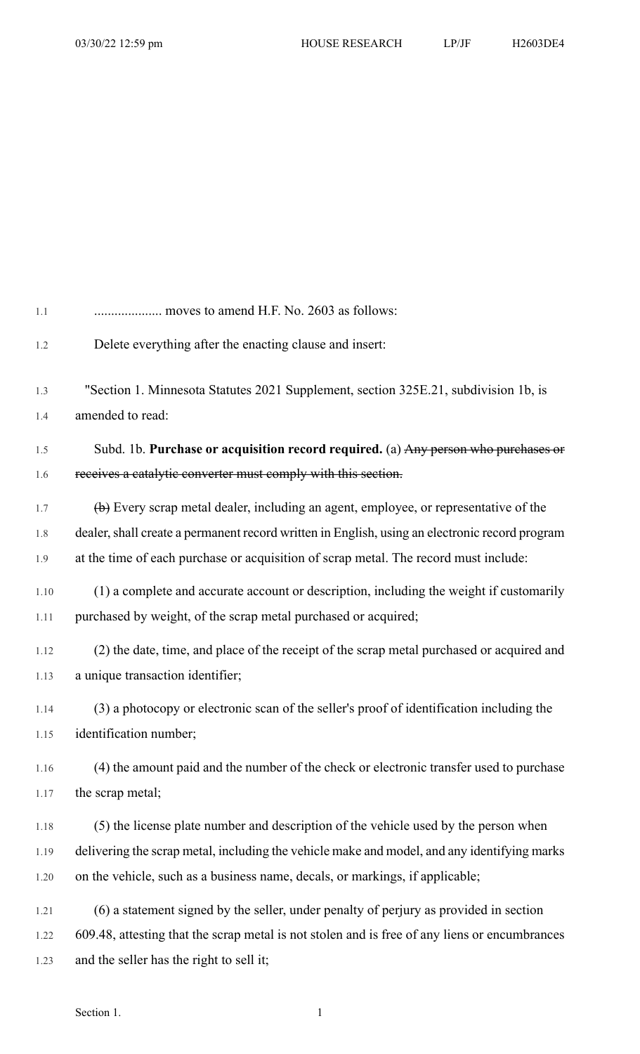.................... moves to amend H.F. No. 2603 as follows:

Delete everything after the enacting clause and insert:

"Section 1. Minnesota Statutes 2021 Supplement, section 325E.21, subdivision 1b, is amended to read:

Subd. 1b. **Purchase or acquisition record required.** (a) ~~Any person who purchases or receives a catalytic converter must comply with this section.~~

~~(b)~~ Every scrap metal dealer, including an agent, employee, or representative of the dealer, shall create a permanent record written in English, using an electronic record program at the time of each purchase or acquisition of scrap metal. The record must include:

(1) a complete and accurate account or description, including the weight if customarily purchased by weight, of the scrap metal purchased or acquired;

(2) the date, time, and place of the receipt of the scrap metal purchased or acquired and a unique transaction identifier;

(3) a photocopy or electronic scan of the seller's proof of identification including the identification number;

(4) the amount paid and the number of the check or electronic transfer used to purchase the scrap metal;

(5) the license plate number and description of the vehicle used by the person when delivering the scrap metal, including the vehicle make and model, and any identifying marks on the vehicle, such as a business name, decals, or markings, if applicable;

(6) a statement signed by the seller, under penalty of perjury as provided in section 609.48, attesting that the scrap metal is not stolen and is free of any liens or encumbrances and the seller has the right to sell it;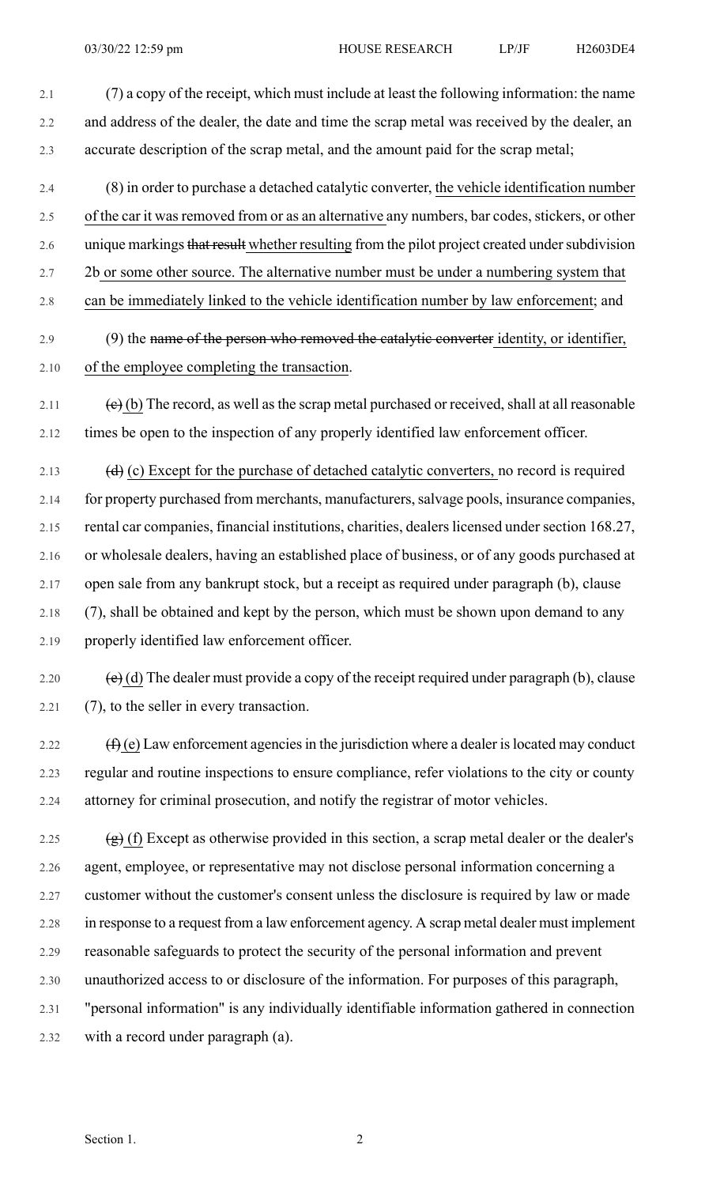(7) a copy of the receipt, which must include at least the following information: the name and address of the dealer, the date and time the scrap metal was received by the dealer, an accurate description of the scrap metal, and the amount paid for the scrap metal;

(8) in order to purchase a detached catalytic converter, the vehicle identification number of the car it was removed from or as an alternative any numbers, bar codes, stickers, or other unique markings ~~that result~~ whether resulting from the pilot project created under subdivision 2b or some other source. The alternative number must be under a numbering system that can be immediately linked to the vehicle identification number by law enforcement; and

(9) the ~~name of the person who removed the catalytic converter~~ identity, or identifier, of the employee completing the transaction.

~~(c)~~ (b) The record, as well as the scrap metal purchased or received, shall at all reasonable times be open to the inspection of any properly identified law enforcement officer.

~~(d)~~ (c) Except for the purchase of detached catalytic converters, no record is required for property purchased from merchants, manufacturers, salvage pools, insurance companies, rental car companies, financial institutions, charities, dealers licensed under section 168.27, or wholesale dealers, having an established place of business, or of any goods purchased at open sale from any bankrupt stock, but a receipt as required under paragraph (b), clause (7), shall be obtained and kept by the person, which must be shown upon demand to any properly identified law enforcement officer.

~~(e)~~ (d) The dealer must provide a copy of the receipt required under paragraph (b), clause (7), to the seller in every transaction.

~~(f)~~ (e) Law enforcement agencies in the jurisdiction where a dealer is located may conduct regular and routine inspections to ensure compliance, refer violations to the city or county attorney for criminal prosecution, and notify the registrar of motor vehicles.

~~(g)~~ (f) Except as otherwise provided in this section, a scrap metal dealer or the dealer's agent, employee, or representative may not disclose personal information concerning a customer without the customer's consent unless the disclosure is required by law or made in response to a request from a law enforcement agency. A scrap metal dealer must implement reasonable safeguards to protect the security of the personal information and prevent unauthorized access to or disclosure of the information. For purposes of this paragraph, "personal information" is any individually identifiable information gathered in connection with a record under paragraph (a).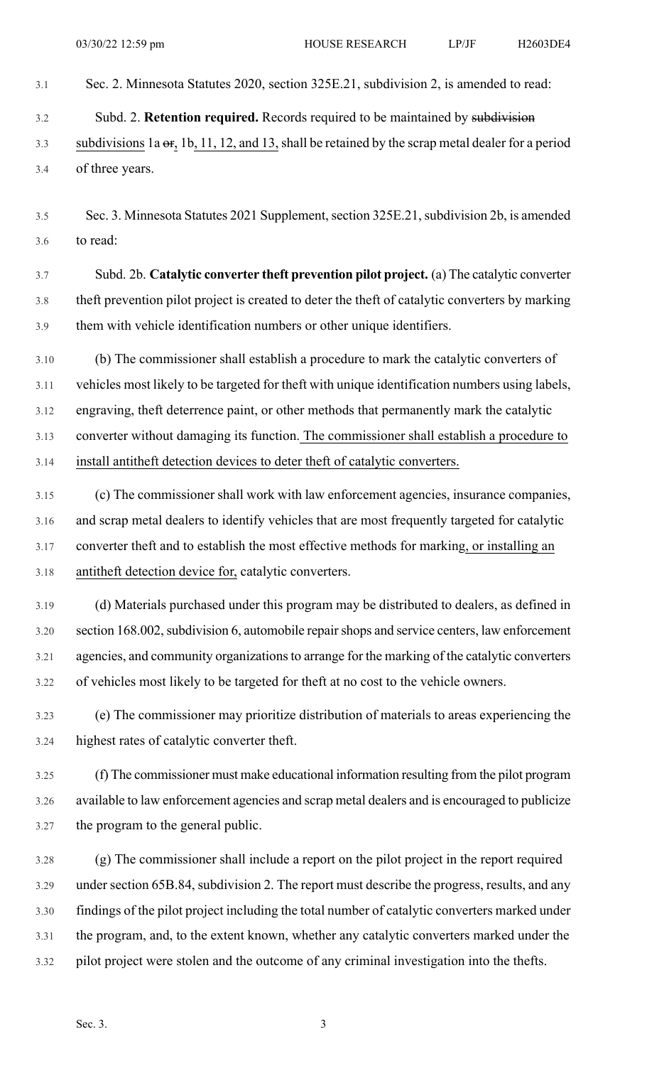Sec. 2. Minnesota Statutes 2020, section 325E.21, subdivision 2, is amended to read:

Subd. 2. **Retention required.** Records required to be maintained by ~~subdivision~~ subdivisions 1a ~~or~~, 1b, 11, 12, and 13, shall be retained by the scrap metal dealer for a period of three years.

Sec. 3. Minnesota Statutes 2021 Supplement, section 325E.21, subdivision 2b, is amended to read:

Subd. 2b. **Catalytic converter theft prevention pilot project.** (a) The catalytic converter theft prevention pilot project is created to deter the theft of catalytic converters by marking them with vehicle identification numbers or other unique identifiers.

(b) The commissioner shall establish a procedure to mark the catalytic converters of vehicles most likely to be targeted for theft with unique identification numbers using labels, engraving, theft deterrence paint, or other methods that permanently mark the catalytic converter without damaging its function. <u>The commissioner shall establish a procedure to install antitheft detection devices to deter theft of catalytic converters.</u>

(c) The commissioner shall work with law enforcement agencies, insurance companies, and scrap metal dealers to identify vehicles that are most frequently targeted for catalytic converter theft and to establish the most effective methods for marking<u>, or installing an antitheft detection device for,</u> catalytic converters.

(d) Materials purchased under this program may be distributed to dealers, as defined in section 168.002, subdivision 6, automobile repair shops and service centers, law enforcement agencies, and community organizations to arrange for the marking of the catalytic converters of vehicles most likely to be targeted for theft at no cost to the vehicle owners.

(e) The commissioner may prioritize distribution of materials to areas experiencing the highest rates of catalytic converter theft.

(f) The commissioner must make educational information resulting from the pilot program available to law enforcement agencies and scrap metal dealers and is encouraged to publicize the program to the general public.

(g) The commissioner shall include a report on the pilot project in the report required under section 65B.84, subdivision 2. The report must describe the progress, results, and any findings of the pilot project including the total number of catalytic converters marked under the program, and, to the extent known, whether any catalytic converters marked under the pilot project were stolen and the outcome of any criminal investigation into the thefts.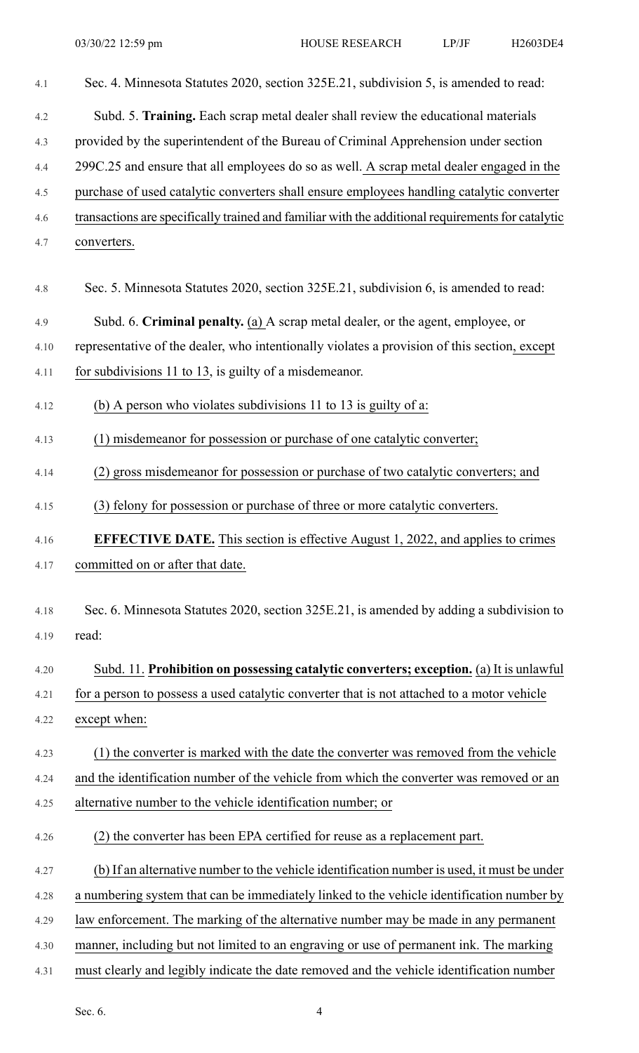Sec. 4. Minnesota Statutes 2020, section 325E.21, subdivision 5, is amended to read:

Subd. 5. **Training.** Each scrap metal dealer shall review the educational materials provided by the superintendent of the Bureau of Criminal Apprehension under section 299C.25 and ensure that all employees do so as well. A scrap metal dealer engaged in the purchase of used catalytic converters shall ensure employees handling catalytic converter transactions are specifically trained and familiar with the additional requirements for catalytic converters.

Sec. 5. Minnesota Statutes 2020, section 325E.21, subdivision 6, is amended to read:

Subd. 6. **Criminal penalty.** (a) A scrap metal dealer, or the agent, employee, or representative of the dealer, who intentionally violates a provision of this section, except for subdivisions 11 to 13, is guilty of a misdemeanor.

(b) A person who violates subdivisions 11 to 13 is guilty of a:

(1) misdemeanor for possession or purchase of one catalytic converter;

(2) gross misdemeanor for possession or purchase of two catalytic converters; and

(3) felony for possession or purchase of three or more catalytic converters.

**EFFECTIVE DATE.** This section is effective August 1, 2022, and applies to crimes committed on or after that date.

Sec. 6. Minnesota Statutes 2020, section 325E.21, is amended by adding a subdivision to read:

Subd. 11. **Prohibition on possessing catalytic converters; exception.** (a) It is unlawful for a person to possess a used catalytic converter that is not attached to a motor vehicle except when:

(1) the converter is marked with the date the converter was removed from the vehicle and the identification number of the vehicle from which the converter was removed or an alternative number to the vehicle identification number; or

(2) the converter has been EPA certified for reuse as a replacement part.

(b) If an alternative number to the vehicle identification number is used, it must be under a numbering system that can be immediately linked to the vehicle identification number by law enforcement. The marking of the alternative number may be made in any permanent manner, including but not limited to an engraving or use of permanent ink. The marking must clearly and legibly indicate the date removed and the vehicle identification number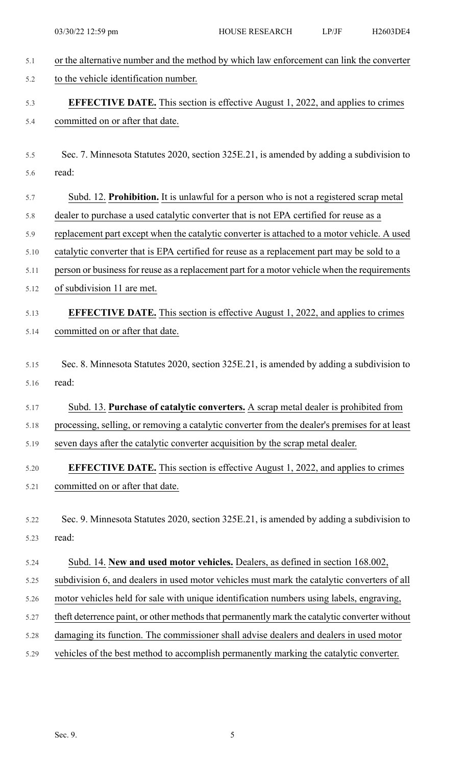or the alternative number and the method by which law enforcement can link the converter to the vehicle identification number.

**EFFECTIVE DATE.** This section is effective August 1, 2022, and applies to crimes committed on or after that date.

Sec. 7. Minnesota Statutes 2020, section 325E.21, is amended by adding a subdivision to read:

Subd. 12. **Prohibition.** It is unlawful for a person who is not a registered scrap metal dealer to purchase a used catalytic converter that is not EPA certified for reuse as a replacement part except when the catalytic converter is attached to a motor vehicle. A used catalytic converter that is EPA certified for reuse as a replacement part may be sold to a person or business for reuse as a replacement part for a motor vehicle when the requirements of subdivision 11 are met.

**EFFECTIVE DATE.** This section is effective August 1, 2022, and applies to crimes committed on or after that date.

Sec. 8. Minnesota Statutes 2020, section 325E.21, is amended by adding a subdivision to read:

Subd. 13. **Purchase of catalytic converters.** A scrap metal dealer is prohibited from processing, selling, or removing a catalytic converter from the dealer's premises for at least seven days after the catalytic converter acquisition by the scrap metal dealer.

**EFFECTIVE DATE.** This section is effective August 1, 2022, and applies to crimes committed on or after that date.

Sec. 9. Minnesota Statutes 2020, section 325E.21, is amended by adding a subdivision to read:

Subd. 14. **New and used motor vehicles.** Dealers, as defined in section 168.002, subdivision 6, and dealers in used motor vehicles must mark the catalytic converters of all motor vehicles held for sale with unique identification numbers using labels, engraving, theft deterrence paint, or other methods that permanently mark the catalytic converter without damaging its function. The commissioner shall advise dealers and dealers in used motor vehicles of the best method to accomplish permanently marking the catalytic converter.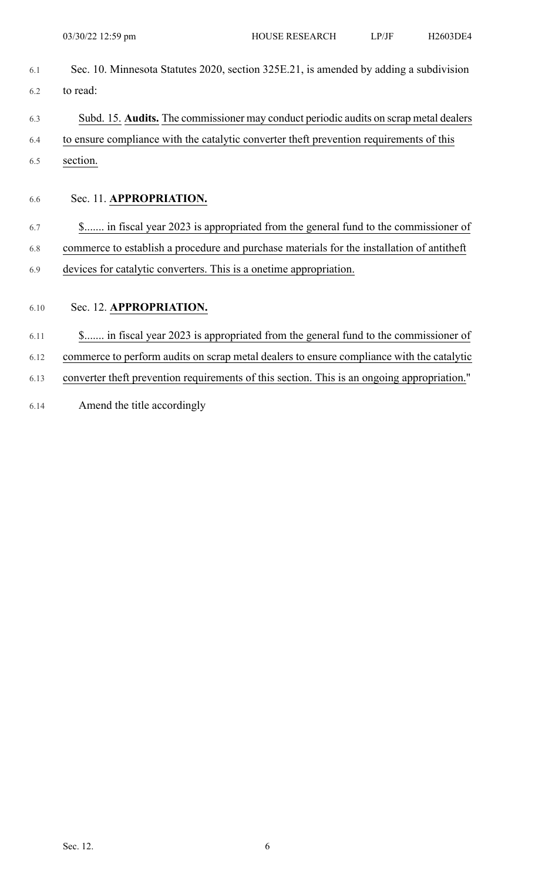Sec. 10. Minnesota Statutes 2020, section 325E.21, is amended by adding a subdivision to read:

Subd. 15. **Audits.** The commissioner may conduct periodic audits on scrap metal dealers to ensure compliance with the catalytic converter theft prevention requirements of this section.

Sec. 11. **APPROPRIATION.**

$....... in fiscal year 2023 is appropriated from the general fund to the commissioner of commerce to establish a procedure and purchase materials for the installation of antitheft devices for catalytic converters. This is a onetime appropriation.

Sec. 12. **APPROPRIATION.**

$....... in fiscal year 2023 is appropriated from the general fund to the commissioner of commerce to perform audits on scrap metal dealers to ensure compliance with the catalytic converter theft prevention requirements of this section. This is an ongoing appropriation."

Amend the title accordingly